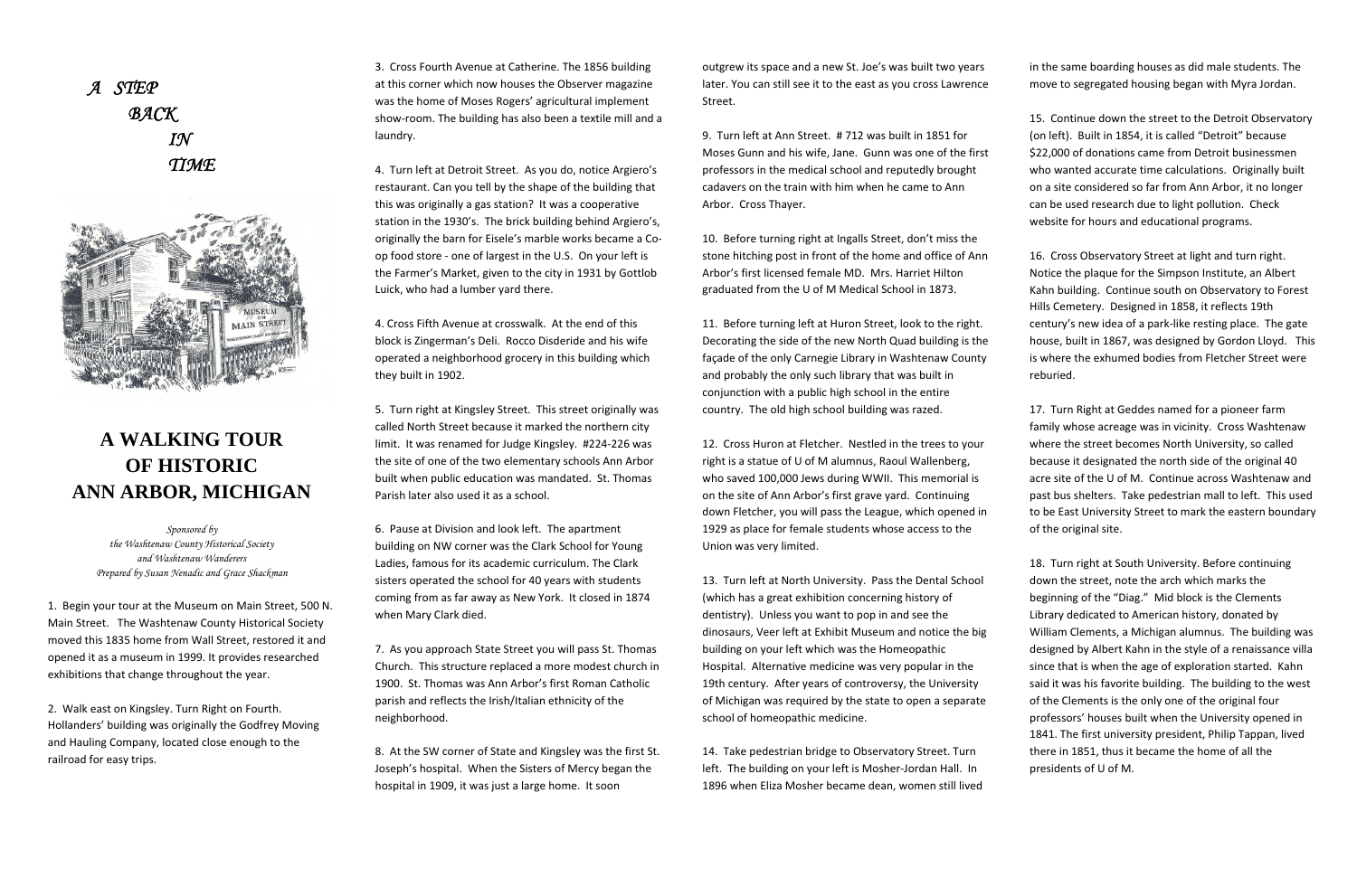*A STEP BACK IN TIME*

# A WALKING TOUR OF HISTORIC ANN ARBOR, MICHIGAN

*Sponsored by*
*the Washtenaw County Historical Society*
*and Washtenaw Wanderers*
*Prepared by Susan Nenadic and Grace Shackman*

1. Begin your tour at the Museum on Main Street, 500 N. Main Street. The Washtenaw County Historical Society moved this 1835 home from Wall Street, restored it and opened it as a museum in 1999. It provides researched exhibitions that change throughout the year.

2. Walk east on Kingsley. Turn Right on Fourth. Hollanders' building was originally the Godfrey Moving and Hauling Company, located close enough to the railroad for easy trips.

3. Cross Fourth Avenue at Catherine. The 1856 building at this corner which now houses the Observer magazine was the home of Moses Rogers' agricultural implement show-room. The building has also been a textile mill and a laundry.

4. Turn left at Detroit Street. As you do, notice Argiero's restaurant. Can you tell by the shape of the building that this was originally a gas station? It was a cooperative station in the 1930's. The brick building behind Argiero's, originally the barn for Eisele's marble works became a Co-op food store - one of largest in the U.S. On your left is the Farmer's Market, given to the city in 1931 by Gottlob Luick, who had a lumber yard there.

4. Cross Fifth Avenue at crosswalk. At the end of this block is Zingerman's Deli. Rocco Disderide and his wife operated a neighborhood grocery in this building which they built in 1902.

5. Turn right at Kingsley Street. This street originally was called North Street because it marked the northern city limit. It was renamed for Judge Kingsley. #224-226 was the site of one of the two elementary schools Ann Arbor built when public education was mandated. St. Thomas Parish later also used it as a school.

6. Pause at Division and look left. The apartment building on NW corner was the Clark School for Young Ladies, famous for its academic curriculum. The Clark sisters operated the school for 40 years with students coming from as far away as New York. It closed in 1874 when Mary Clark died.

7. As you approach State Street you will pass St. Thomas Church. This structure replaced a more modest church in 1900. St. Thomas was Ann Arbor's first Roman Catholic parish and reflects the Irish/Italian ethnicity of the neighborhood.

8. At the SW corner of State and Kingsley was the first St. Joseph's hospital. When the Sisters of Mercy began the hospital in 1909, it was just a large home. It soon outgrew its space and a new St. Joe's was built two years later. You can still see it to the east as you cross Lawrence Street.

9. Turn left at Ann Street. # 712 was built in 1851 for Moses Gunn and his wife, Jane. Gunn was one of the first professors in the medical school and reputedly brought cadavers on the train with him when he came to Ann Arbor. Cross Thayer.

10. Before turning right at Ingalls Street, don't miss the stone hitching post in front of the home and office of Ann Arbor's first licensed female MD. Mrs. Harriet Hilton graduated from the U of M Medical School in 1873.

11. Before turning left at Huron Street, look to the right. Decorating the side of the new North Quad building is the façade of the only Carnegie Library in Washtenaw County and probably the only such library that was built in conjunction with a public high school in the entire country. The old high school building was razed.

12. Cross Huron at Fletcher. Nestled in the trees to your right is a statue of U of M alumnus, Raoul Wallenberg, who saved 100,000 Jews during WWII. This memorial is on the site of Ann Arbor's first grave yard. Continuing down Fletcher, you will pass the League, which opened in 1929 as place for female students whose access to the Union was very limited.

13. Turn left at North University. Pass the Dental School (which has a great exhibition concerning history of dentistry). Unless you want to pop in and see the dinosaurs, Veer left at Exhibit Museum and notice the big building on your left which was the Homeopathic Hospital. Alternative medicine was very popular in the 19th century. After years of controversy, the University of Michigan was required by the state to open a separate school of homeopathic medicine.

14. Take pedestrian bridge to Observatory Street. Turn left. The building on your left is Mosher-Jordan Hall. In 1896 when Eliza Mosher became dean, women still lived in the same boarding houses as did male students. The move to segregated housing began with Myra Jordan.

15. Continue down the street to the Detroit Observatory (on left). Built in 1854, it is called "Detroit" because $22,000 of donations came from Detroit businessmen who wanted accurate time calculations. Originally built on a site considered so far from Ann Arbor, it no longer can be used research due to light pollution. Check website for hours and educational programs.

16. Cross Observatory Street at light and turn right. Notice the plaque for the Simpson Institute, an Albert Kahn building. Continue south on Observatory to Forest Hills Cemetery. Designed in 1858, it reflects 19th century's new idea of a park-like resting place. The gate house, built in 1867, was designed by Gordon Lloyd. This is where the exhumed bodies from Fletcher Street were reburied.

17. Turn Right at Geddes named for a pioneer farm family whose acreage was in vicinity. Cross Washtenaw where the street becomes North University, so called because it designated the north side of the original 40 acre site of the U of M. Continue across Washtenaw and past bus shelters. Take pedestrian mall to left. This used to be East University Street to mark the eastern boundary of the original site.

18. Turn right at South University. Before continuing down the street, note the arch which marks the beginning of the "Diag." Mid block is the Clements Library dedicated to American history, donated by William Clements, a Michigan alumnus. The building was designed by Albert Kahn in the style of a renaissance villa since that is when the age of exploration started. Kahn said it was his favorite building. The building to the west of the Clements is the only one of the original four professors' houses built when the University opened in 1841. The first university president, Philip Tappan, lived there in 1851, thus it became the home of all the presidents of U of M.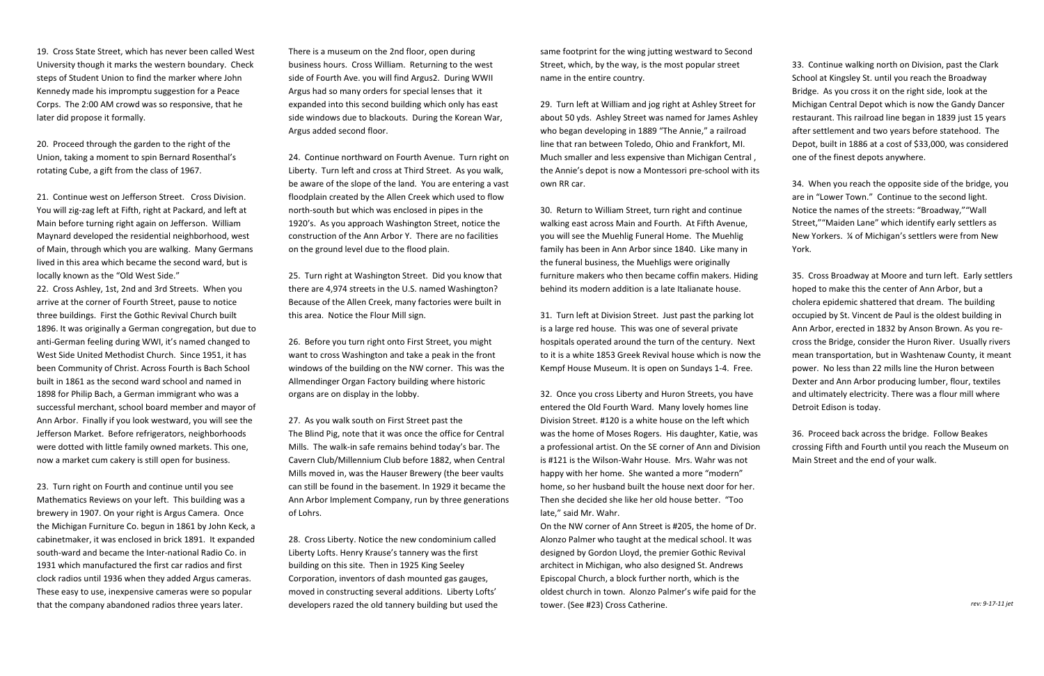19. Cross State Street, which has never been called West University though it marks the western boundary. Check steps of Student Union to find the marker where John Kennedy made his impromptu suggestion for a Peace Corps. The 2:00 AM crowd was so responsive, that he later did propose it formally.

20. Proceed through the garden to the right of the Union, taking a moment to spin Bernard Rosenthal's rotating Cube, a gift from the class of 1967.

21. Continue west on Jefferson Street. Cross Division. You will zig-zag left at Fifth, right at Packard, and left at Main before turning right again on Jefferson. William Maynard developed the residential neighborhood, west of Main, through which you are walking. Many Germans lived in this area which became the second ward, but is locally known as the "Old West Side."

22. Cross Ashley, 1st, 2nd and 3rd Streets. When you arrive at the corner of Fourth Street, pause to notice three buildings. First the Gothic Revival Church built 1896. It was originally a German congregation, but due to anti-German feeling during WWI, it's named changed to West Side United Methodist Church. Since 1951, it has been Community of Christ. Across Fourth is Bach School built in 1861 as the second ward school and named in 1898 for Philip Bach, a German immigrant who was a successful merchant, school board member and mayor of Ann Arbor. Finally if you look westward, you will see the Jefferson Market. Before refrigerators, neighborhoods were dotted with little family owned markets. This one, now a market cum cakery is still open for business.

23. Turn right on Fourth and continue until you see Mathematics Reviews on your left. This building was a brewery in 1907. On your right is Argus Camera. Once the Michigan Furniture Co. begun in 1861 by John Keck, a cabinetmaker, it was enclosed in brick 1891. It expanded south-ward and became the Inter-national Radio Co. in 1931 which manufactured the first car radios and first clock radios until 1936 when they added Argus cameras. These easy to use, inexpensive cameras were so popular that the company abandoned radios three years later. There is a museum on the 2nd floor, open during business hours. Cross William. Returning to the west side of Fourth Ave. you will find Argus2. During WWII Argus had so many orders for special lenses that it expanded into this second building which only has east side windows due to blackouts. During the Korean War, Argus added second floor.

24. Continue northward on Fourth Avenue. Turn right on Liberty. Turn left and cross at Third Street. As you walk, be aware of the slope of the land. You are entering a vast floodplain created by the Allen Creek which used to flow north-south but which was enclosed in pipes in the 1920's. As you approach Washington Street, notice the construction of the Ann Arbor Y. There are no facilities on the ground level due to the flood plain.

25. Turn right at Washington Street. Did you know that there are 4,974 streets in the U.S. named Washington? Because of the Allen Creek, many factories were built in this area. Notice the Flour Mill sign.

26. Before you turn right onto First Street, you might want to cross Washington and take a peak in the front windows of the building on the NW corner. This was the Allmendinger Organ Factory building where historic organs are on display in the lobby.

27. As you walk south on First Street past the The Blind Pig, note that it was once the office for Central Mills. The walk-in safe remains behind today's bar. The Cavern Club/Millennium Club before 1882, when Central Mills moved in, was the Hauser Brewery (the beer vaults can still be found in the basement. In 1929 it became the Ann Arbor Implement Company, run by three generations of Lohrs.

28. Cross Liberty. Notice the new condominium called Liberty Lofts. Henry Krause's tannery was the first building on this site. Then in 1925 King Seeley Corporation, inventors of dash mounted gas gauges, moved in constructing several additions. Liberty Lofts' developers razed the old tannery building but used the same footprint for the wing jutting westward to Second Street, which, by the way, is the most popular street name in the entire country.

29. Turn left at William and jog right at Ashley Street for about 50 yds. Ashley Street was named for James Ashley who began developing in 1889 "The Annie," a railroad line that ran between Toledo, Ohio and Frankfort, MI. Much smaller and less expensive than Michigan Central , the Annie's depot is now a Montessori pre-school with its own RR car.

30. Return to William Street, turn right and continue walking east across Main and Fourth. At Fifth Avenue, you will see the Muehlig Funeral Home. The Muehlig family has been in Ann Arbor since 1840. Like many in the funeral business, the Muehligs were originally furniture makers who then became coffin makers. Hiding behind its modern addition is a late Italianate house.

31. Turn left at Division Street. Just past the parking lot is a large red house. This was one of several private hospitals operated around the turn of the century. Next to it is a white 1853 Greek Revival house which is now the Kempf House Museum. It is open on Sundays 1-4. Free.

32. Once you cross Liberty and Huron Streets, you have entered the Old Fourth Ward. Many lovely homes line Division Street. #120 is a white house on the left which was the home of Moses Rogers. His daughter, Katie, was a professional artist. On the SE corner of Ann and Division is #121 is the Wilson-Wahr House. Mrs. Wahr was not happy with her home. She wanted a more "modern" home, so her husband built the house next door for her. Then she decided she like her old house better. "Too late," said Mr. Wahr.
On the NW corner of Ann Street is #205, the home of Dr. Alonzo Palmer who taught at the medical school. It was designed by Gordon Lloyd, the premier Gothic Revival architect in Michigan, who also designed St. Andrews Episcopal Church, a block further north, which is the oldest church in town. Alonzo Palmer's wife paid for the tower. (See #23) Cross Catherine.

33. Continue walking north on Division, past the Clark School at Kingsley St. until you reach the Broadway Bridge. As you cross it on the right side, look at the Michigan Central Depot which is now the Gandy Dancer restaurant. This railroad line began in 1839 just 15 years after settlement and two years before statehood. The Depot, built in 1886 at a cost of $33,000, was considered one of the finest depots anywhere.

34. When you reach the opposite side of the bridge, you are in "Lower Town." Continue to the second light. Notice the names of the streets: "Broadway,""Wall Street,""Maiden Lane" which identify early settlers as New Yorkers. ¼ of Michigan's settlers were from New York.

35. Cross Broadway at Moore and turn left. Early settlers hoped to make this the center of Ann Arbor, but a cholera epidemic shattered that dream. The building occupied by St. Vincent de Paul is the oldest building in Ann Arbor, erected in 1832 by Anson Brown. As you re-cross the Bridge, consider the Huron River. Usually rivers mean transportation, but in Washtenaw County, it meant power. No less than 22 mills line the Huron between Dexter and Ann Arbor producing lumber, flour, textiles and ultimately electricity. There was a flour mill where Detroit Edison is today.

36. Proceed back across the bridge. Follow Beakes crossing Fifth and Fourth until you reach the Museum on Main Street and the end of your walk.

*rev: 9-17-11 jet*